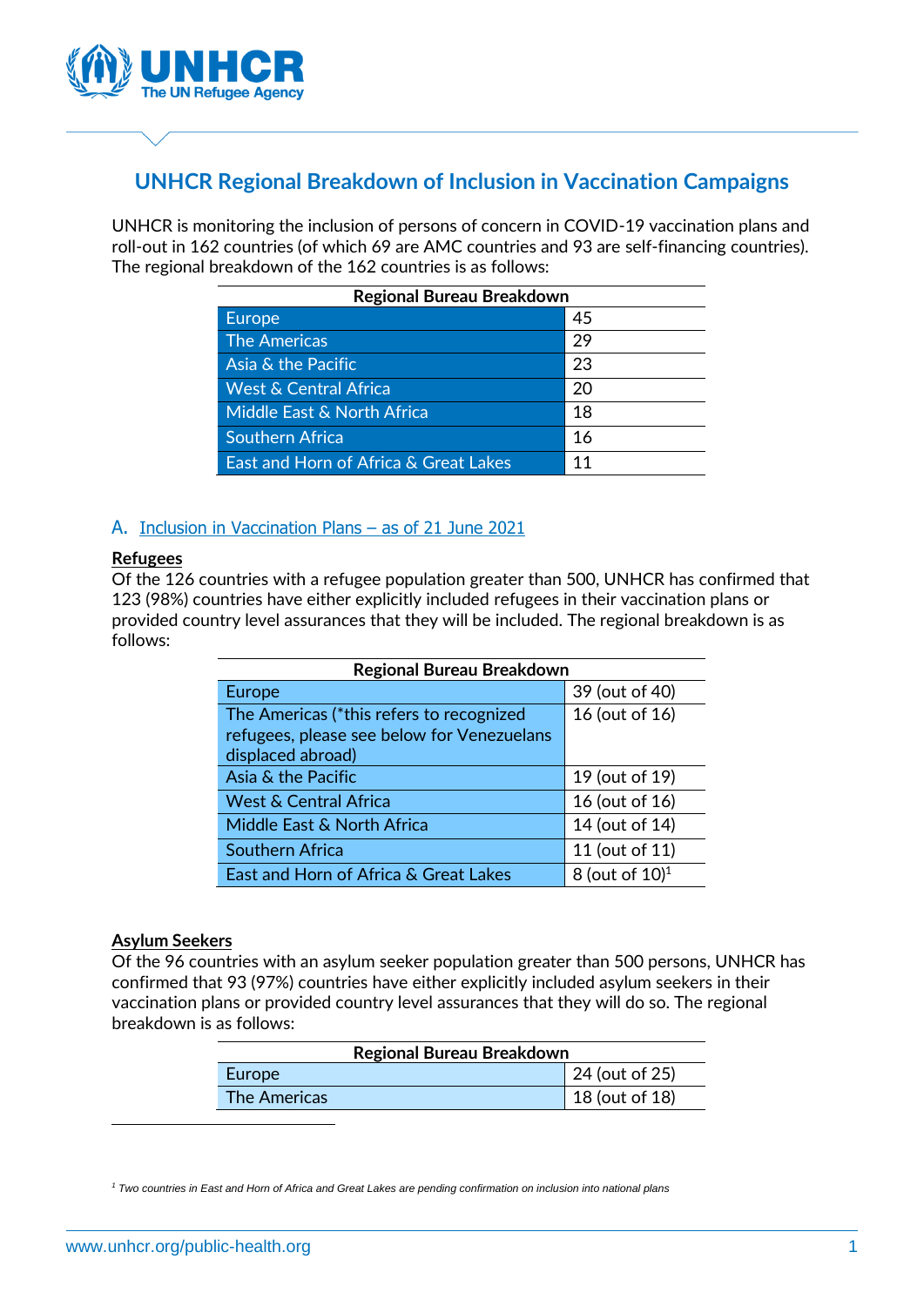# UNHCR Regional Breakdown of Inclusion in Vaccination Campaigns

UNHCR is monitoring the inclusion of persons of concern in COVID-19 vaccination plans and roll-out in 162 countries (of which 69 are AMC countries and 93 are self-financing countries). The regional breakdown of the 162 countries is as follows:

| Regional Bureau Breakdown | |
|---|---|
| Europe | 45 |
| The Americas | 29 |
| Asia & the Pacific | 23 |
| West & Central Africa | 20 |
| Middle East & North Africa | 18 |
| Southern Africa | 16 |
| East and Horn of Africa & Great Lakes | 11 |

## A. Inclusion in Vaccination Plans – as of 21 June 2021

**Refugees**

Of the 126 countries with a refugee population greater than 500, UNHCR has confirmed that 123 (98%) countries have either explicitly included refugees in their vaccination plans or provided country level assurances that they will be included. The regional breakdown is as follows:

| Regional Bureau Breakdown | |
|---|---|
| Europe | 39 (out of 40) |
| The Americas (*this refers to recognized refugees, please see below for Venezuelans displaced abroad) | 16 (out of 16) |
| Asia & the Pacific | 19 (out of 19) |
| West & Central Africa | 16 (out of 16) |
| Middle East & North Africa | 14 (out of 14) |
| Southern Africa | 11 (out of 11) |
| East and Horn of Africa & Great Lakes | 8 (out of 10)[1] |

**Asylum Seekers**

Of the 96 countries with an asylum seeker population greater than 500 persons, UNHCR has confirmed that 93 (97%) countries have either explicitly included asylum seekers in their vaccination plans or provided country level assurances that they will do so. The regional breakdown is as follows:

| Regional Bureau Breakdown | |
|---|---|
| Europe | 24 (out of 25) |
| The Americas | 18 (out of 18) |

[1] *Two countries in East and Horn of Africa and Great Lakes are pending confirmation on inclusion into national plans*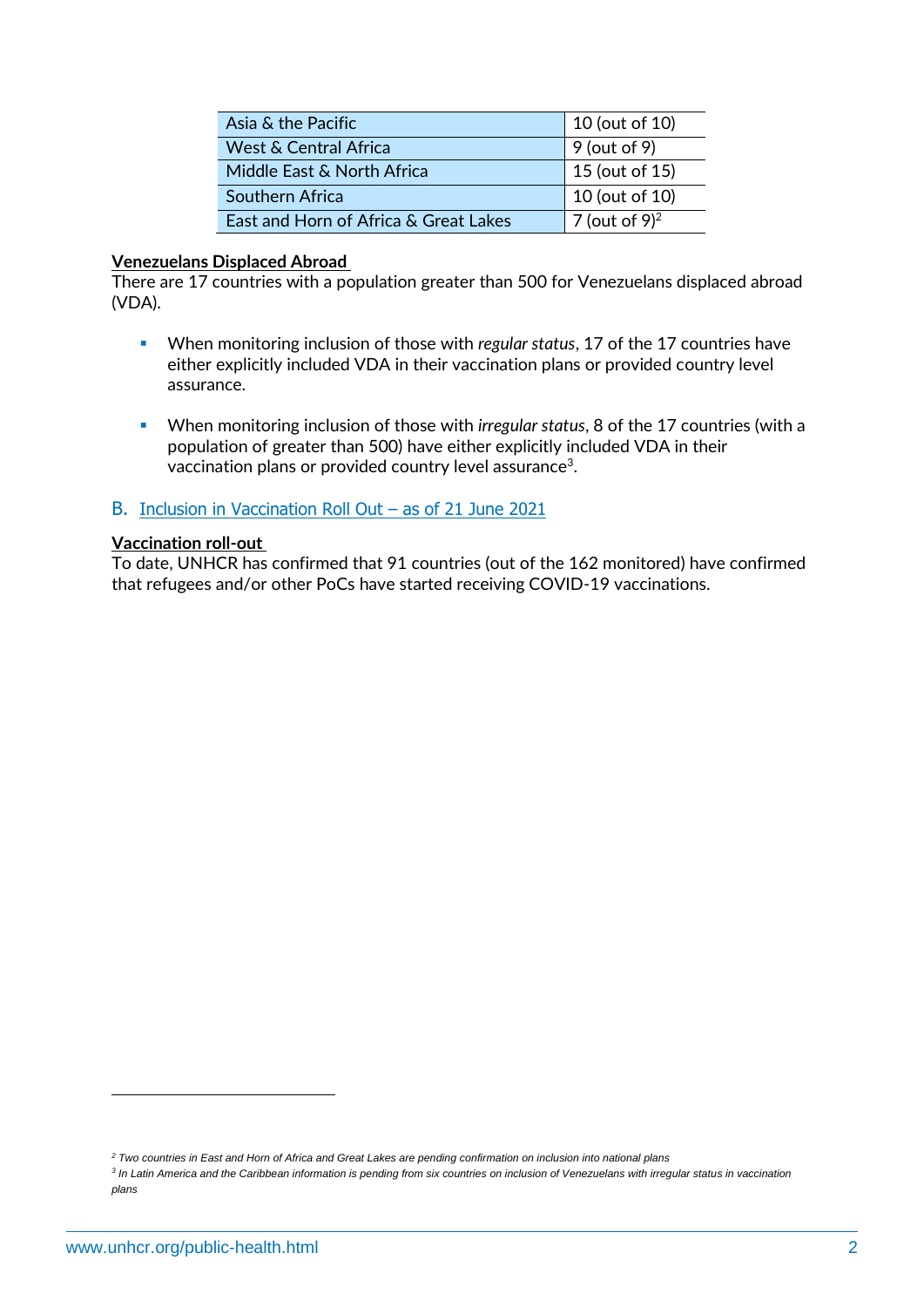| | |
|---|---|
| Asia & the Pacific | 10 (out of 10) |
| West & Central Africa | 9 (out of 9) |
| Middle East & North Africa | 15 (out of 15) |
| Southern Africa | 10 (out of 10) |
| East and Horn of Africa & Great Lakes | 7 (out of 9)[2] |

**Venezuelans Displaced Abroad**

There are 17 countries with a population greater than 500 for Venezuelans displaced abroad (VDA).

- When monitoring inclusion of those with *regular status*, 17 of the 17 countries have either explicitly included VDA in their vaccination plans or provided country level assurance.
- When monitoring inclusion of those with *irregular status*, 8 of the 17 countries (with a population of greater than 500) have either explicitly included VDA in their vaccination plans or provided country level assurance[3].

## B. Inclusion in Vaccination Roll Out – as of 21 June 2021

**Vaccination roll-out**

To date, UNHCR has confirmed that 91 countries (out of the 162 monitored) have confirmed that refugees and/or other PoCs have started receiving COVID-19 vaccinations.

---

[2] *Two countries in East and Horn of Africa and Great Lakes are pending confirmation on inclusion into national plans*

[3] *In Latin America and the Caribbean information is pending from six countries on inclusion of Venezuelans with irregular status in vaccination plans*